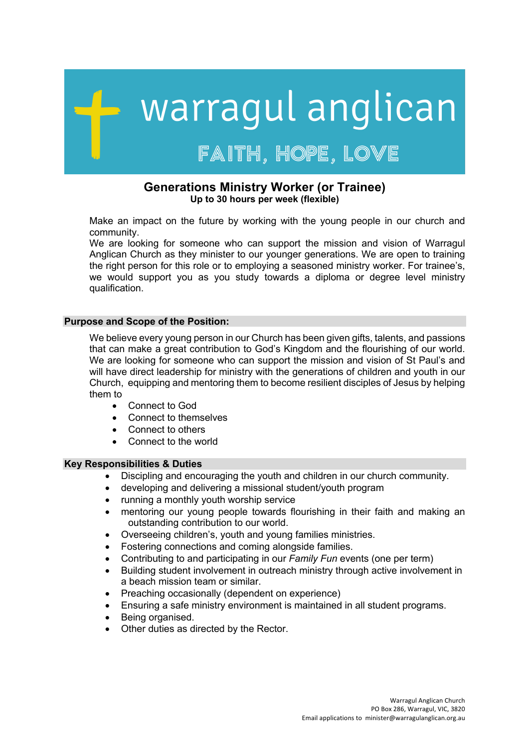warragul anglican

FAITH, HOPE, LOVE

# Generations Ministry Worker (or Trainee)

**Up to 30 hours per week (flexible)**

Make an impact on the future by working with the young people in our church and community.
We are looking for someone who can support the mission and vision of Warragul Anglican Church as they minister to our younger generations. We are open to training the right person for this role or to employing a seasoned ministry worker. For trainee's, we would support you as you study towards a diploma or degree level ministry qualification.

## Purpose and Scope of the Position:

We believe every young person in our Church has been given gifts, talents, and passions that can make a great contribution to God's Kingdom and the flourishing of our world. We are looking for someone who can support the mission and vision of St Paul's and will have direct leadership for ministry with the generations of children and youth in our Church, equipping and mentoring them to become resilient disciples of Jesus by helping them to

- Connect to God
- Connect to themselves
- Connect to others
- Connect to the world

## Key Responsibilities & Duties

- Discipling and encouraging the youth and children in our church community.
- developing and delivering a missional student/youth program
- running a monthly youth worship service
- mentoring our young people towards flourishing in their faith and making an outstanding contribution to our world.
- Overseeing children's, youth and young families ministries.
- Fostering connections and coming alongside families.
- Contributing to and participating in our *Family Fun* events (one per term)
- Building student involvement in outreach ministry through active involvement in a beach mission team or similar.
- Preaching occasionally (dependent on experience)
- Ensuring a safe ministry environment is maintained in all student programs.
- Being organised.
- Other duties as directed by the Rector.

Warragul Anglican Church
PO Box 286, Warragul, VIC, 3820
Email applications to minister@warragulanglican.org.au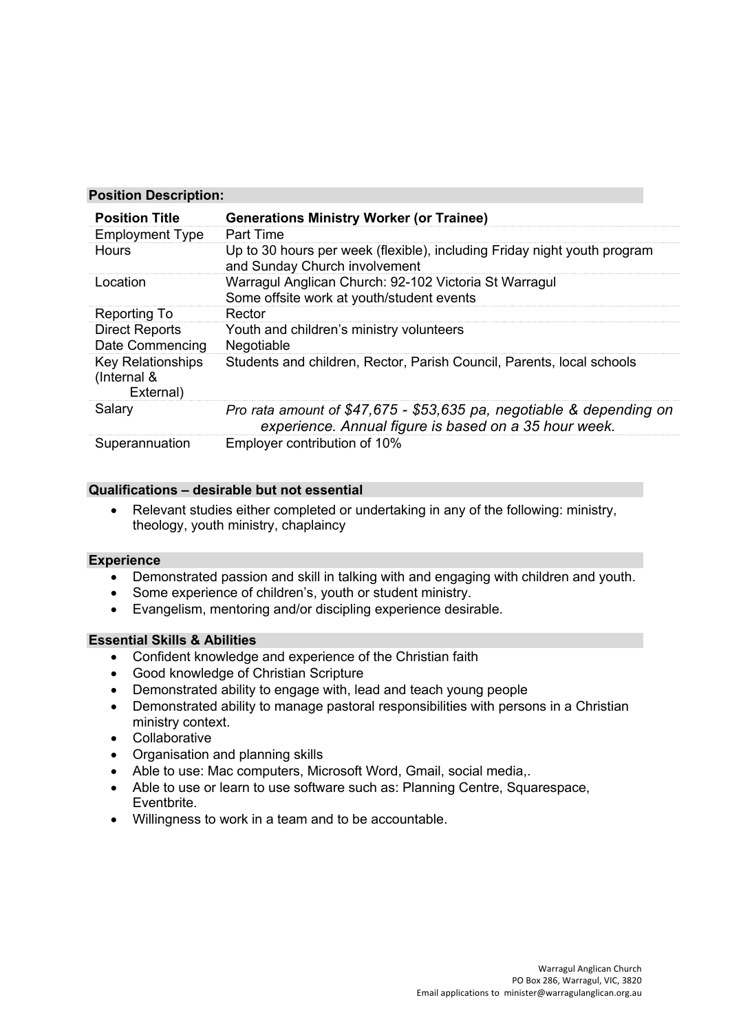## Position Description:

| Position Title | Generations Ministry Worker (or Trainee) |
| --- | --- |
| Employment Type | Part Time |
| Hours | Up to 30 hours per week (flexible), including Friday night youth program and Sunday Church involvement |
| Location | Warragul Anglican Church: 92-102 Victoria St Warragul<br>Some offsite work at youth/student events |
| Reporting To | Rector |
| Direct Reports | Youth and children's ministry volunteers |
| Date Commencing | Negotiable |
| Key Relationships (Internal & External) | Students and children, Rector, Parish Council, Parents, local schools |
| Salary | *Pro rata amount of $47,675 - $53,635 pa, negotiable & depending on experience. Annual figure is based on a 35 hour week.* |
| Superannuation | Employer contribution of 10% |

## Qualifications – desirable but not essential

- Relevant studies either completed or undertaking in any of the following: ministry, theology, youth ministry, chaplaincy

## Experience

- Demonstrated passion and skill in talking with and engaging with children and youth.
- Some experience of children's, youth or student ministry.
- Evangelism, mentoring and/or discipling experience desirable.

## Essential Skills & Abilities

- Confident knowledge and experience of the Christian faith
- Good knowledge of Christian Scripture
- Demonstrated ability to engage with, lead and teach young people
- Demonstrated ability to manage pastoral responsibilities with persons in a Christian ministry context.
- Collaborative
- Organisation and planning skills
- Able to use: Mac computers, Microsoft Word, Gmail, social media,.
- Able to use or learn to use software such as: Planning Centre, Squarespace, Eventbrite.
- Willingness to work in a team and to be accountable.

Warragul Anglican Church
PO Box 286, Warragul, VIC, 3820
Email applications to minister@warragulanglican.org.au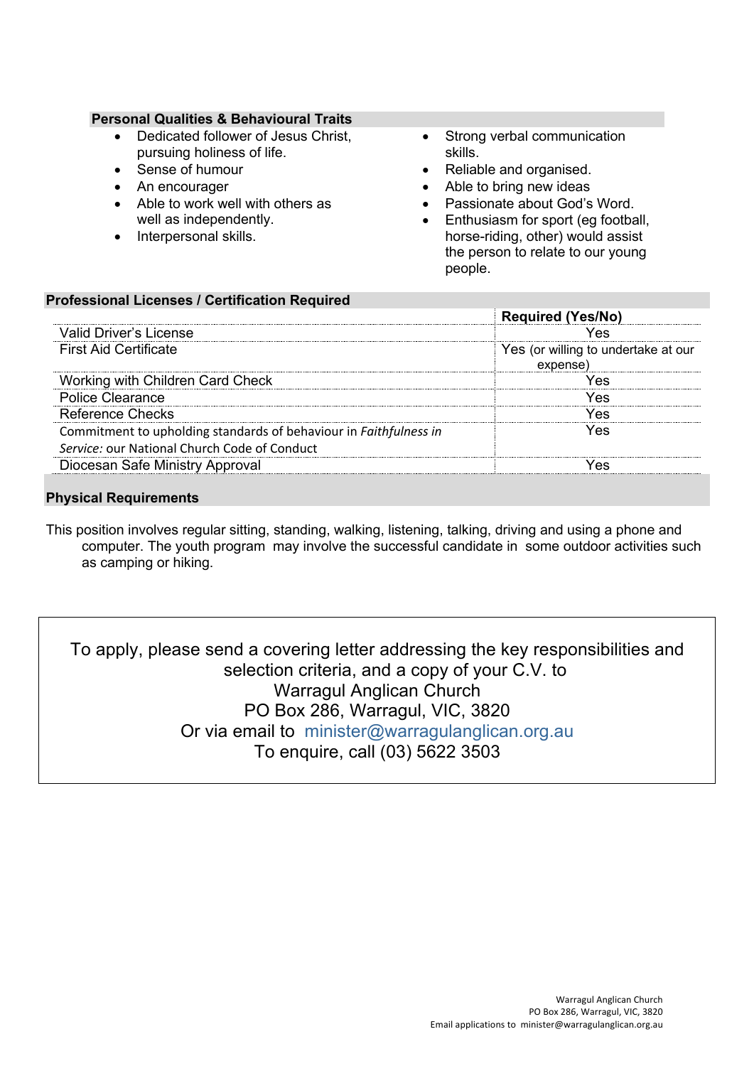### Personal Qualities & Behavioural Traits

- Dedicated follower of Jesus Christ, pursuing holiness of life.
- Sense of humour
- An encourager
- Able to work well with others as well as independently.
- Interpersonal skills.
- Strong verbal communication skills.
- Reliable and organised.
- Able to bring new ideas
- Passionate about God's Word.
- Enthusiasm for sport (eg football, horse-riding, other) would assist the person to relate to our young people.

### Professional Licenses / Certification Required

| | **Required (Yes/No)** |
|---|---|
| Valid Driver's License | Yes |
| First Aid Certificate | Yes (or willing to undertake at our expense) |
| Working with Children Card Check | Yes |
| Police Clearance | Yes |
| Reference Checks | Yes |
| Commitment to upholding standards of behaviour in *Faithfulness in Service:* our National Church Code of Conduct | Yes |
| Diocesan Safe Ministry Approval | Yes |

### Physical Requirements

This position involves regular sitting, standing, walking, listening, talking, driving and using a phone and computer. The youth program may involve the successful candidate in some outdoor activities such as camping or hiking.

To apply, please send a covering letter addressing the key responsibilities and selection criteria, and a copy of your C.V. to
Warragul Anglican Church
PO Box 286, Warragul, VIC, 3820
Or via email to minister@warragulanglican.org.au
To enquire, call (03) 5622 3503